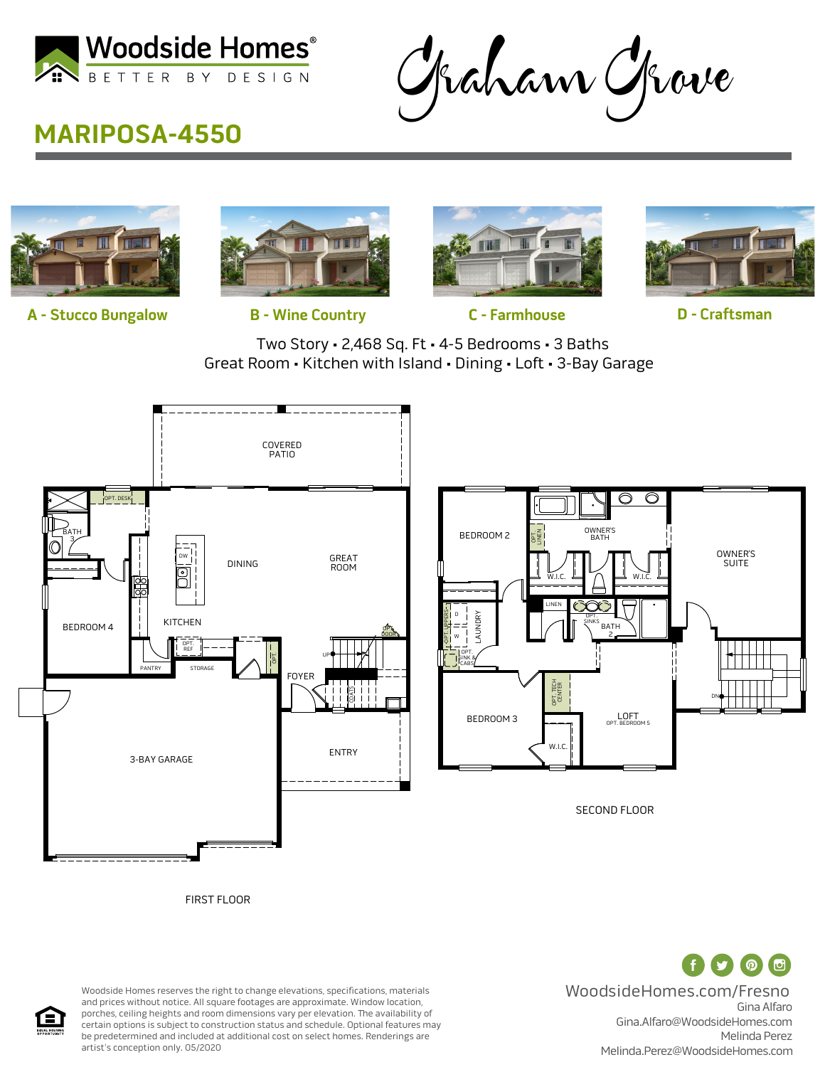Woodside Homes®
BETTER BY DESIGN

# Graham Grove

## MARIPOSA-4550

A - Stucco Bungalow

B - Wine Country

C - Farmhouse

D - Craftsman

Two Story ▪ 2,468 Sq. Ft ▪ 4-5 Bedrooms ▪ 3 Baths
Great Room ▪ Kitchen with Island ▪ Dining ▪ Loft ▪ 3-Bay Garage

COVERED PATIO

OPT. DESK

BATH 3

DINING

GREAT ROOM

DW

KITCHEN

BEDROOM 4

OPT. REF

PANTRY

STORAGE

OPT.

OPT. DOOR

UP

FOYER

COATS

3-BAY GARAGE

ENTRY

FIRST FLOOR

BEDROOM 2

OPT. LINEN

OWNER'S BATH

OWNER'S SUITE

W.I.C.

W.I.C.

LINEN

OPT. SINKS

BATH 2

OPT. UPPERS

D

W

LAUNDRY

OPT. SINK & CABS

OPT. TECH CENTER

BEDROOM 3

W.I.C.

LOFT
OPT. BEDROOM 5

DN

SECOND FLOOR

Woodside Homes reserves the right to change elevations, specifications, materials and prices without notice. All square footages are approximate. Window location, porches, ceiling heights and room dimensions vary per elevation. The availability of certain options is subject to construction status and schedule. Optional features may be predetermined and included at additional cost on select homes. Renderings are artist's conception only. 05/2020

EQUAL HOUSING OPPORTUNITY

WoodsideHomes.com/Fresno
Gina Alfaro
Gina.Alfaro@WoodsideHomes.com
Melinda Perez
Melinda.Perez@WoodsideHomes.com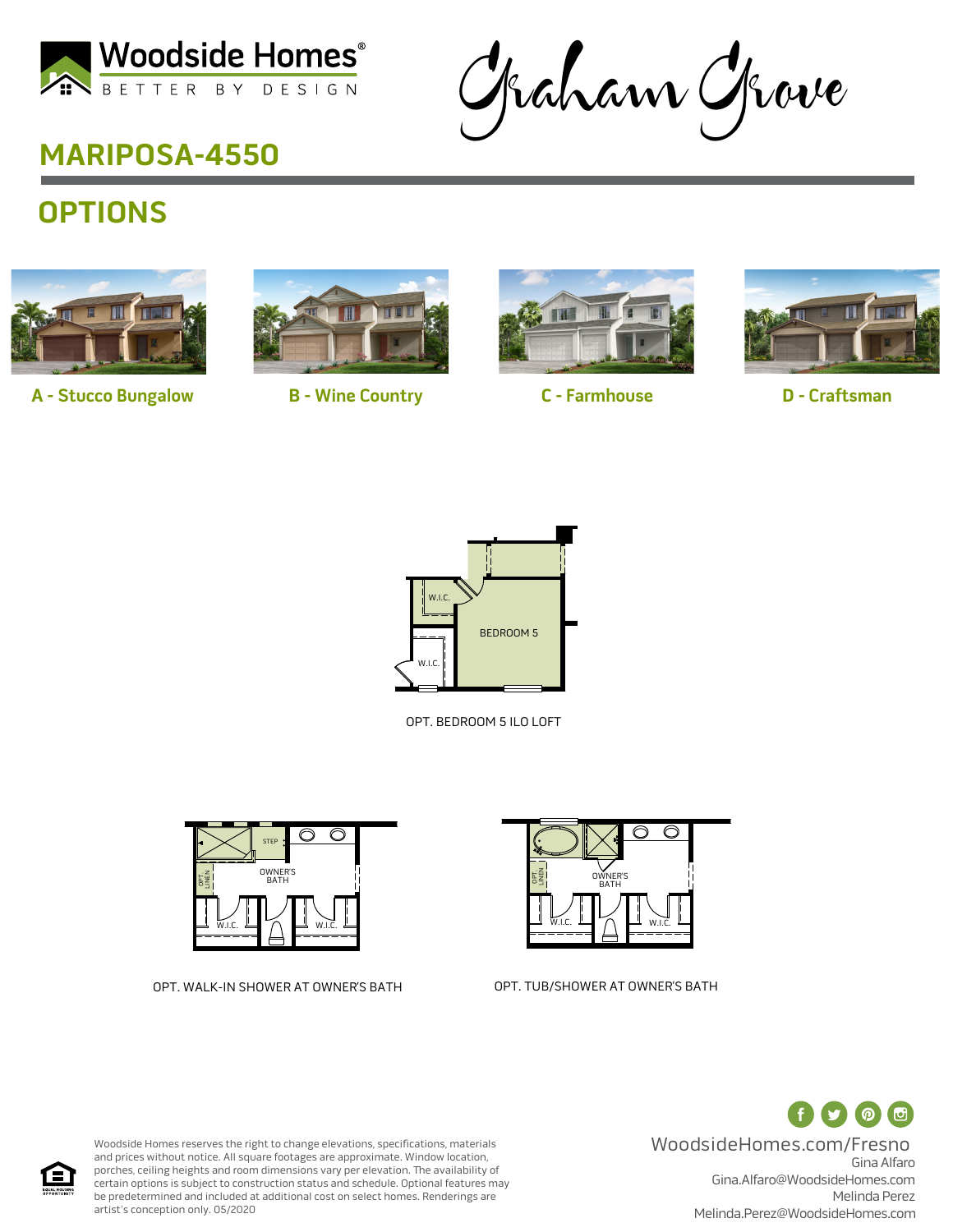Woodside Homes®
BETTER BY DESIGN

Graham Grove

## MARIPOSA-4550

## OPTIONS

A - Stucco Bungalow

B - Wine Country

C - Farmhouse

D - Craftsman

W.I.C.
BEDROOM 5
W.I.C.

OPT. BEDROOM 5 ILO LOFT

STEP
OPT. LINEN
OWNER'S BATH
W.I.C.
W.I.C.

OPT. WALK-IN SHOWER AT OWNER'S BATH

OPT. LINEN
OWNER'S BATH
W.I.C.
W.I.C.

OPT. TUB/SHOWER AT OWNER'S BATH

Woodside Homes reserves the right to change elevations, specifications, materials and prices without notice. All square footages are approximate. Window location, porches, ceiling heights and room dimensions vary per elevation. The availability of certain options is subject to construction status and schedule. Optional features may be predetermined and included at additional cost on select homes. Renderings are artist's conception only. 05/2020

WoodsideHomes.com/Fresno
Gina Alfaro
Gina.Alfaro@WoodsideHomes.com
Melinda Perez
Melinda.Perez@WoodsideHomes.com